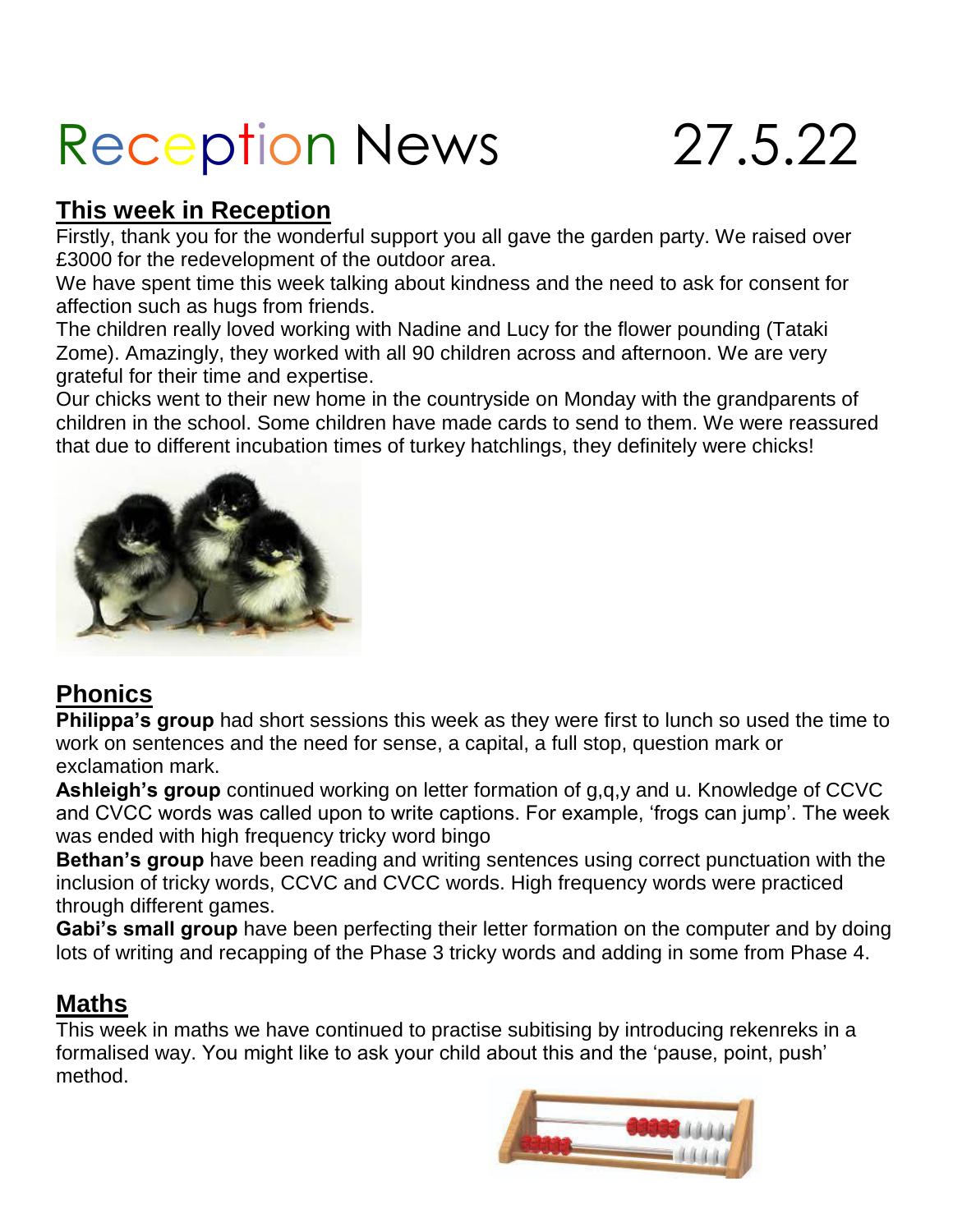# Reception News 27.5.22

## This week in Reception

Firstly, thank you for the wonderful support you all gave the garden party. We raised over £3000 for the redevelopment of the outdoor area.

We have spent time this week talking about kindness and the need to ask for consent for affection such as hugs from friends.

The children really loved working with Nadine and Lucy for the flower pounding (Tataki Zome). Amazingly, they worked with all 90 children across and afternoon. We are very grateful for their time and expertise.

Our chicks went to their new home in the countryside on Monday with the grandparents of children in the school. Some children have made cards to send to them. We were reassured that due to different incubation times of turkey hatchlings, they definitely were chicks!

## Phonics

**Philippa's group** had short sessions this week as they were first to lunch so used the time to work on sentences and the need for sense, a capital, a full stop, question mark or exclamation mark.

**Ashleigh's group** continued working on letter formation of g,q,y and u. Knowledge of CCVC and CVCC words was called upon to write captions. For example, 'frogs can jump'. The week was ended with high frequency tricky word bingo

**Bethan's group** have been reading and writing sentences using correct punctuation with the inclusion of tricky words, CCVC and CVCC words. High frequency words were practiced through different games.

**Gabi's small group** have been perfecting their letter formation on the computer and by doing lots of writing and recapping of the Phase 3 tricky words and adding in some from Phase 4.

## Maths

This week in maths we have continued to practise subitising by introducing rekenreks in a formalised way. You might like to ask your child about this and the 'pause, point, push' method.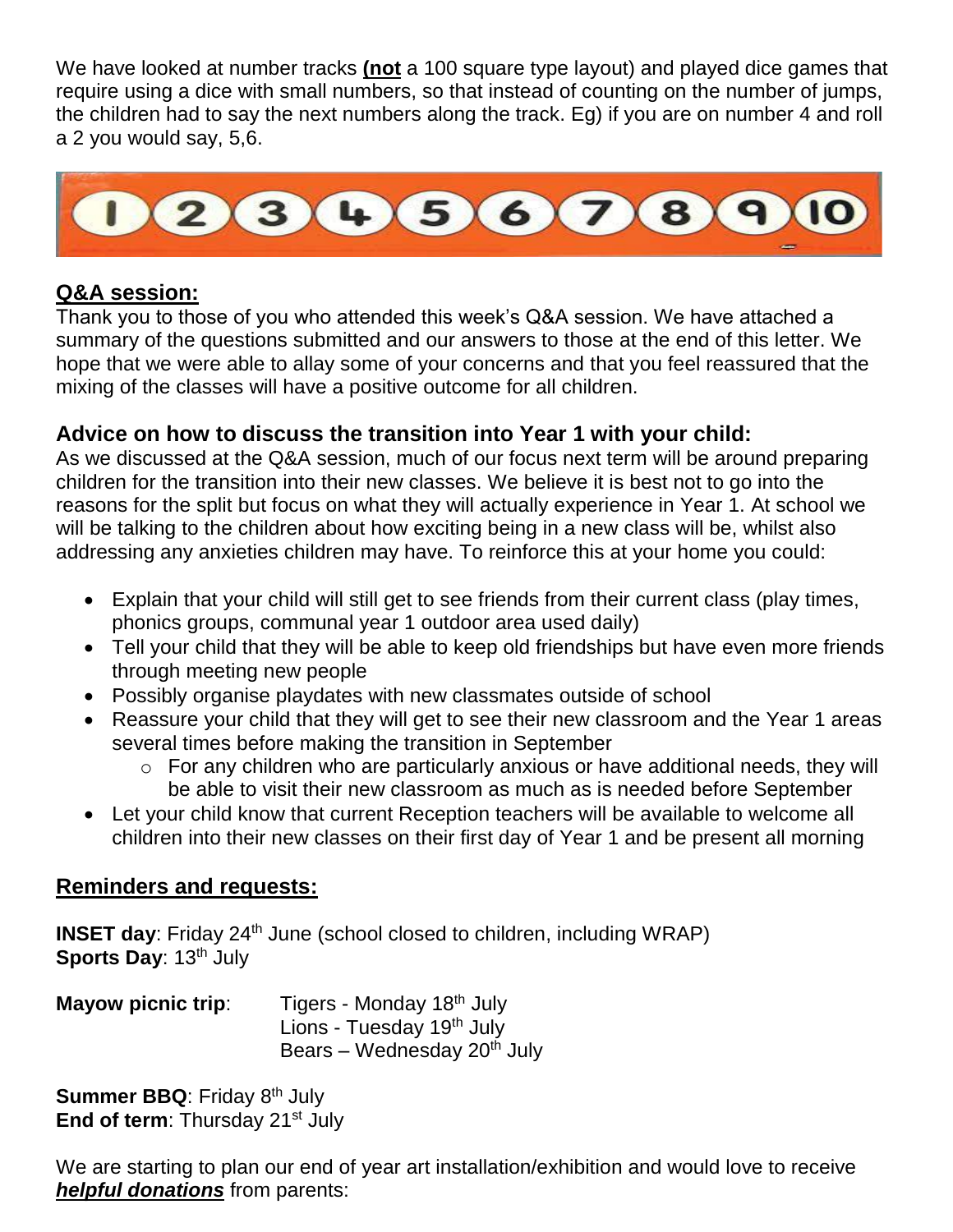We have looked at number tracks **(<u>not</u>** a 100 square type layout) and played dice games that require using a dice with small numbers, so that instead of counting on the number of jumps, the children had to say the next numbers along the track. Eg) if you are on number 4 and roll a 2 you would say, 5,6.

## <u>Q&A session:</u>

Thank you to those of you who attended this week's Q&A session. We have attached a summary of the questions submitted and our answers to those at the end of this letter. We hope that we were able to allay some of your concerns and that you feel reassured that the mixing of the classes will have a positive outcome for all children.

## Advice on how to discuss the transition into Year 1 with your child:

As we discussed at the Q&A session, much of our focus next term will be around preparing children for the transition into their new classes. We believe it is best not to go into the reasons for the split but focus on what they will actually experience in Year 1. At school we will be talking to the children about how exciting being in a new class will be, whilst also addressing any anxieties children may have. To reinforce this at your home you could:

- Explain that your child will still get to see friends from their current class (play times, phonics groups, communal year 1 outdoor area used daily)
- Tell your child that they will be able to keep old friendships but have even more friends through meeting new people
- Possibly organise playdates with new classmates outside of school
- Reassure your child that they will get to see their new classroom and the Year 1 areas several times before making the transition in September
  - For any children who are particularly anxious or have additional needs, they will be able to visit their new classroom as much as is needed before September
- Let your child know that current Reception teachers will be available to welcome all children into their new classes on their first day of Year 1 and be present all morning

## <u>Reminders and requests:</u>

**INSET day**: Friday 24th June (school closed to children, including WRAP)
**Sports Day**: 13th July

**Mayow picnic trip**: Tigers - Monday 18th July
Lions - Tuesday 19th July
Bears – Wednesday 20th July

**Summer BBQ**: Friday 8th July
**End of term**: Thursday 21st July

We are starting to plan our end of year art installation/exhibition and would love to receive ***<u>helpful donations</u>*** from parents: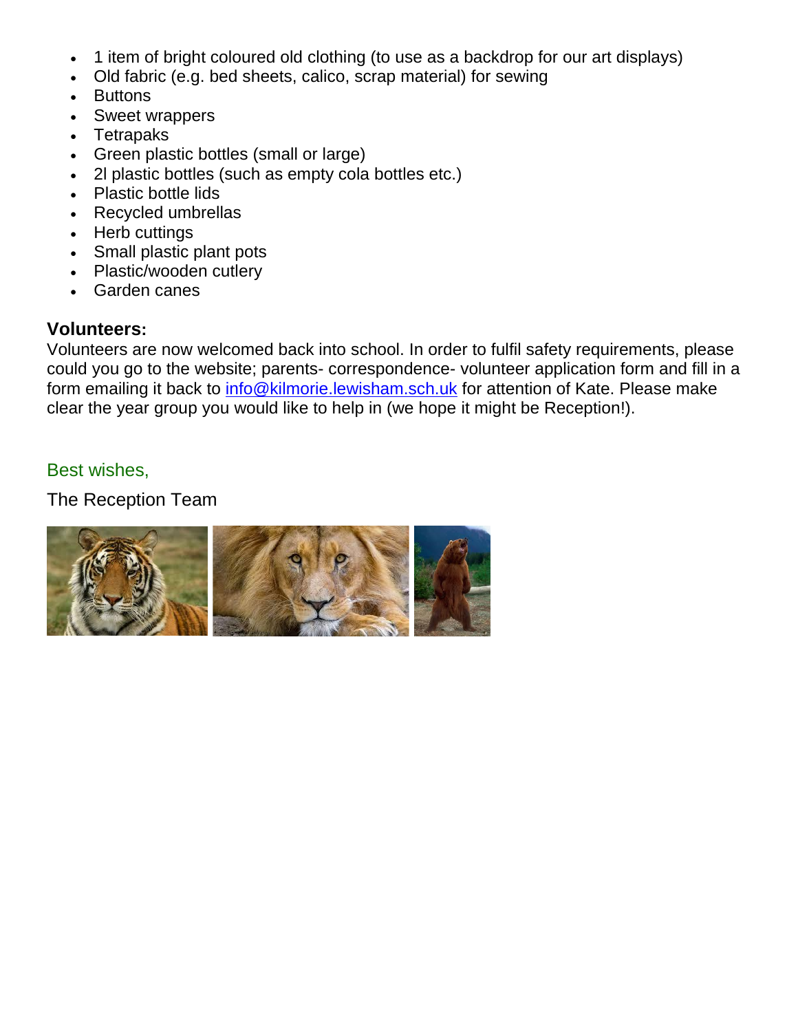- 1 item of bright coloured old clothing (to use as a backdrop for our art displays)
- Old fabric (e.g. bed sheets, calico, scrap material) for sewing
- Buttons
- Sweet wrappers
- Tetrapaks
- Green plastic bottles (small or large)
- 2l plastic bottles (such as empty cola bottles etc.)
- Plastic bottle lids
- Recycled umbrellas
- Herb cuttings
- Small plastic plant pots
- Plastic/wooden cutlery
- Garden canes

**Volunteers:**

Volunteers are now welcomed back into school. In order to fulfil safety requirements, please could you go to the website; parents- correspondence- volunteer application form and fill in a form emailing it back to info@kilmorie.lewisham.sch.uk for attention of Kate. Please make clear the year group you would like to help in (we hope it might be Reception!).

Best wishes,

The Reception Team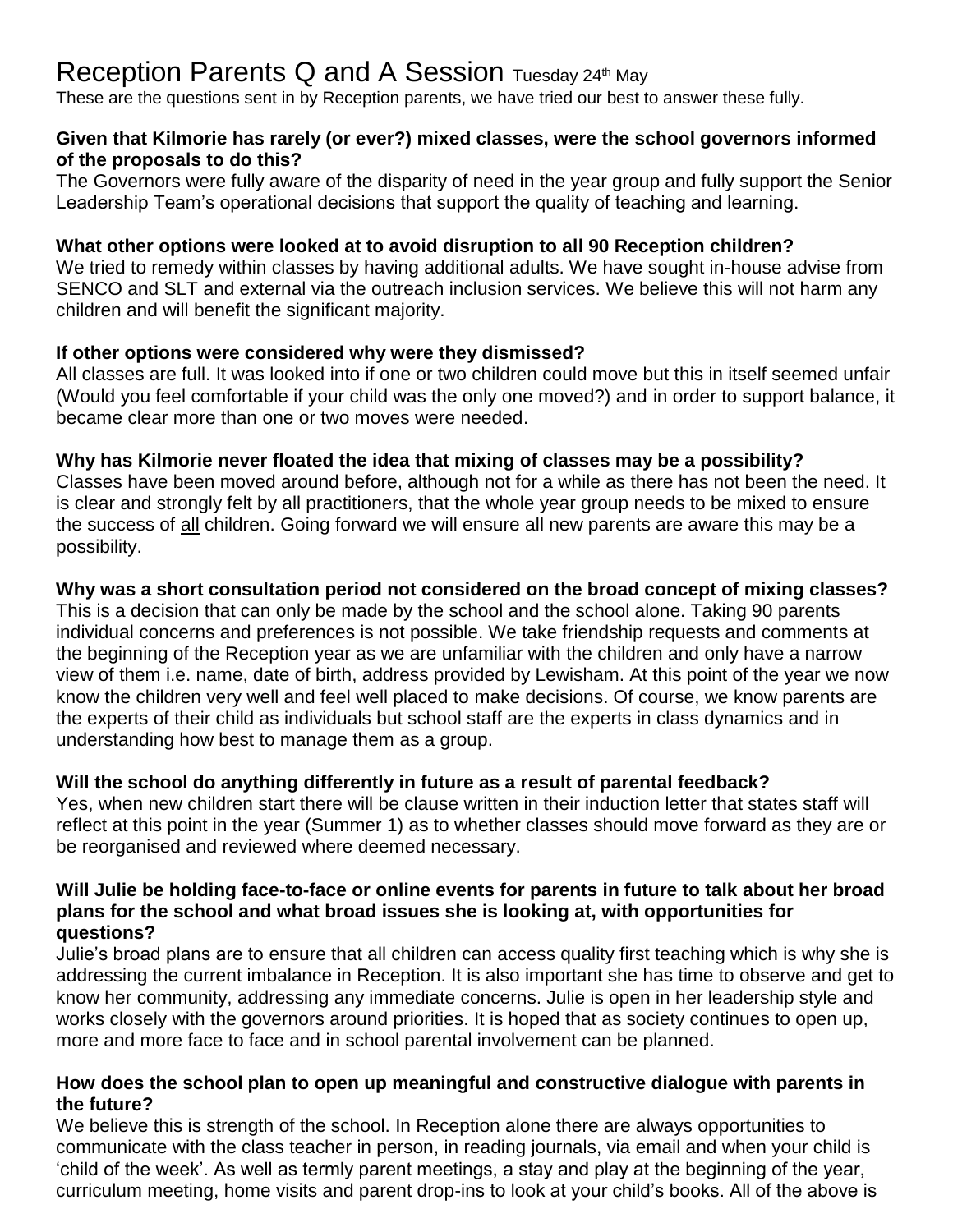# Reception Parents Q and A Session Tuesday 24th May

These are the questions sent in by Reception parents, we have tried our best to answer these fully.

**Given that Kilmorie has rarely (or ever?) mixed classes, were the school governors informed of the proposals to do this?**

The Governors were fully aware of the disparity of need in the year group and fully support the Senior Leadership Team's operational decisions that support the quality of teaching and learning.

**What other options were looked at to avoid disruption to all 90 Reception children?**

We tried to remedy within classes by having additional adults. We have sought in-house advise from SENCO and SLT and external via the outreach inclusion services. We believe this will not harm any children and will benefit the significant majority.

**If other options were considered why were they dismissed?**

All classes are full. It was looked into if one or two children could move but this in itself seemed unfair (Would you feel comfortable if your child was the only one moved?) and in order to support balance, it became clear more than one or two moves were needed.

**Why has Kilmorie never floated the idea that mixing of classes may be a possibility?**

Classes have been moved around before, although not for a while as there has not been the need. It is clear and strongly felt by all practitioners, that the whole year group needs to be mixed to ensure the success of all children. Going forward we will ensure all new parents are aware this may be a possibility.

**Why was a short consultation period not considered on the broad concept of mixing classes?**

This is a decision that can only be made by the school and the school alone. Taking 90 parents individual concerns and preferences is not possible. We take friendship requests and comments at the beginning of the Reception year as we are unfamiliar with the children and only have a narrow view of them i.e. name, date of birth, address provided by Lewisham. At this point of the year we now know the children very well and feel well placed to make decisions. Of course, we know parents are the experts of their child as individuals but school staff are the experts in class dynamics and in understanding how best to manage them as a group.

**Will the school do anything differently in future as a result of parental feedback?**

Yes, when new children start there will be clause written in their induction letter that states staff will reflect at this point in the year (Summer 1) as to whether classes should move forward as they are or be reorganised and reviewed where deemed necessary.

**Will Julie be holding face-to-face or online events for parents in future to talk about her broad plans for the school and what broad issues she is looking at, with opportunities for questions?**

Julie's broad plans are to ensure that all children can access quality first teaching which is why she is addressing the current imbalance in Reception. It is also important she has time to observe and get to know her community, addressing any immediate concerns. Julie is open in her leadership style and works closely with the governors around priorities. It is hoped that as society continues to open up, more and more face to face and in school parental involvement can be planned.

**How does the school plan to open up meaningful and constructive dialogue with parents in the future?**

We believe this is strength of the school. In Reception alone there are always opportunities to communicate with the class teacher in person, in reading journals, via email and when your child is 'child of the week'. As well as termly parent meetings, a stay and play at the beginning of the year, curriculum meeting, home visits and parent drop-ins to look at your child's books. All of the above is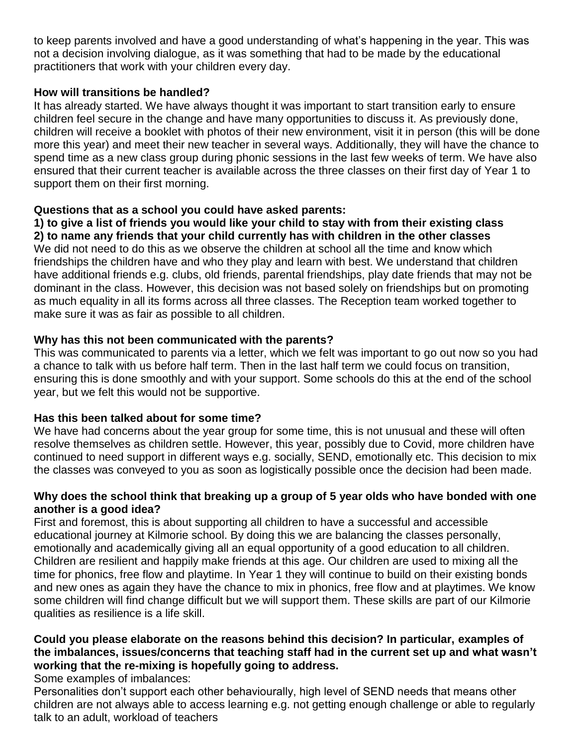to keep parents involved and have a good understanding of what's happening in the year. This was not a decision involving dialogue, as it was something that had to be made by the educational practitioners that work with your children every day.

**How will transitions be handled?**

It has already started. We have always thought it was important to start transition early to ensure children feel secure in the change and have many opportunities to discuss it. As previously done, children will receive a booklet with photos of their new environment, visit it in person (this will be done more this year) and meet their new teacher in several ways. Additionally, they will have the chance to spend time as a new class group during phonic sessions in the last few weeks of term. We have also ensured that their current teacher is available across the three classes on their first day of Year 1 to support them on their first morning.

**Questions that as a school you could have asked parents:**

**1) to give a list of friends you would like your child to stay with from their existing class**

**2) to name any friends that your child currently has with children in the other classes**

We did not need to do this as we observe the children at school all the time and know which friendships the children have and who they play and learn with best. We understand that children have additional friends e.g. clubs, old friends, parental friendships, play date friends that may not be dominant in the class. However, this decision was not based solely on friendships but on promoting as much equality in all its forms across all three classes. The Reception team worked together to make sure it was as fair as possible to all children.

**Why has this not been communicated with the parents?**

This was communicated to parents via a letter, which we felt was important to go out now so you had a chance to talk with us before half term. Then in the last half term we could focus on transition, ensuring this is done smoothly and with your support. Some schools do this at the end of the school year, but we felt this would not be supportive.

**Has this been talked about for some time?**

We have had concerns about the year group for some time, this is not unusual and these will often resolve themselves as children settle. However, this year, possibly due to Covid, more children have continued to need support in different ways e.g. socially, SEND, emotionally etc. This decision to mix the classes was conveyed to you as soon as logistically possible once the decision had been made.

**Why does the school think that breaking up a group of 5 year olds who have bonded with one another is a good idea?**

First and foremost, this is about supporting all children to have a successful and accessible educational journey at Kilmorie school. By doing this we are balancing the classes personally, emotionally and academically giving all an equal opportunity of a good education to all children. Children are resilient and happily make friends at this age. Our children are used to mixing all the time for phonics, free flow and playtime. In Year 1 they will continue to build on their existing bonds and new ones as again they have the chance to mix in phonics, free flow and at playtimes. We know some children will find change difficult but we will support them. These skills are part of our Kilmorie qualities as resilience is a life skill.

**Could you please elaborate on the reasons behind this decision? In particular, examples of the imbalances, issues/concerns that teaching staff had in the current set up and what wasn't working that the re-mixing is hopefully going to address.**

Some examples of imbalances:

Personalities don't support each other behaviourally, high level of SEND needs that means other children are not always able to access learning e.g. not getting enough challenge or able to regularly talk to an adult, workload of teachers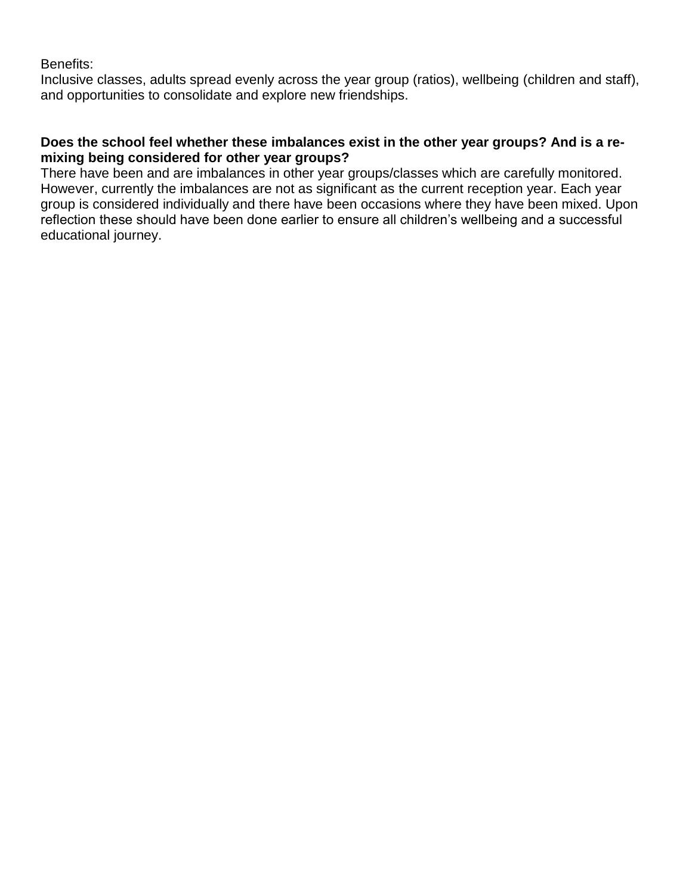Benefits:
Inclusive classes, adults spread evenly across the year group (ratios), wellbeing (children and staff), and opportunities to consolidate and explore new friendships.

**Does the school feel whether these imbalances exist in the other year groups? And is a re-mixing being considered for other year groups?**
There have been and are imbalances in other year groups/classes which are carefully monitored. However, currently the imbalances are not as significant as the current reception year. Each year group is considered individually and there have been occasions where they have been mixed. Upon reflection these should have been done earlier to ensure all children's wellbeing and a successful educational journey.